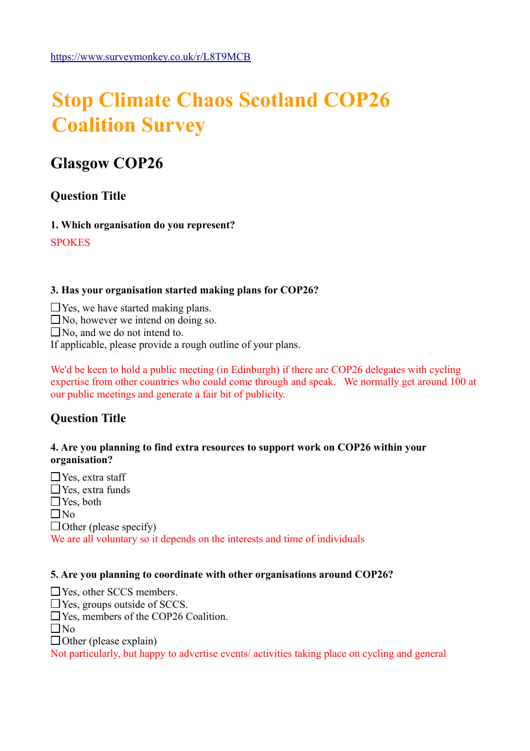https://www.surveymonkey.co.uk/r/L8T9MCB

# Stop Climate Chaos Scotland COP26 Coalition Survey

## Glasgow COP26

### Question Title

**1. Which organisation do you represent?**

SPOKES

**3. Has your organisation started making plans for COP26?**

☐ Yes, we have started making plans.
☐ No, however we intend on doing so.
☐ No, and we do not intend to.
If applicable, please provide a rough outline of your plans.

We'd be keen to hold a public meeting (in Edinburgh) if there are COP26 delegates with cycling expertise from other countries who could come through and speak. We normally get around 100 at our public meetings and generate a fair bit of publicity.

### Question Title

**4. Are you planning to find extra resources to support work on COP26 within your organisation?**

☐ Yes, extra staff
☐ Yes, extra funds
☐ Yes, both
☐ No
☐ Other (please specify)
We are all voluntary so it depends on the interests and time of individuals

**5. Are you planning to coordinate with other organisations around COP26?**

☐ Yes, other SCCS members.
☐ Yes, groups outside of SCCS.
☐ Yes, members of the COP26 Coalition.
☐ No
☐ Other (please explain)
Not particularly, but happy to advertise events/ activities taking place on cycling and general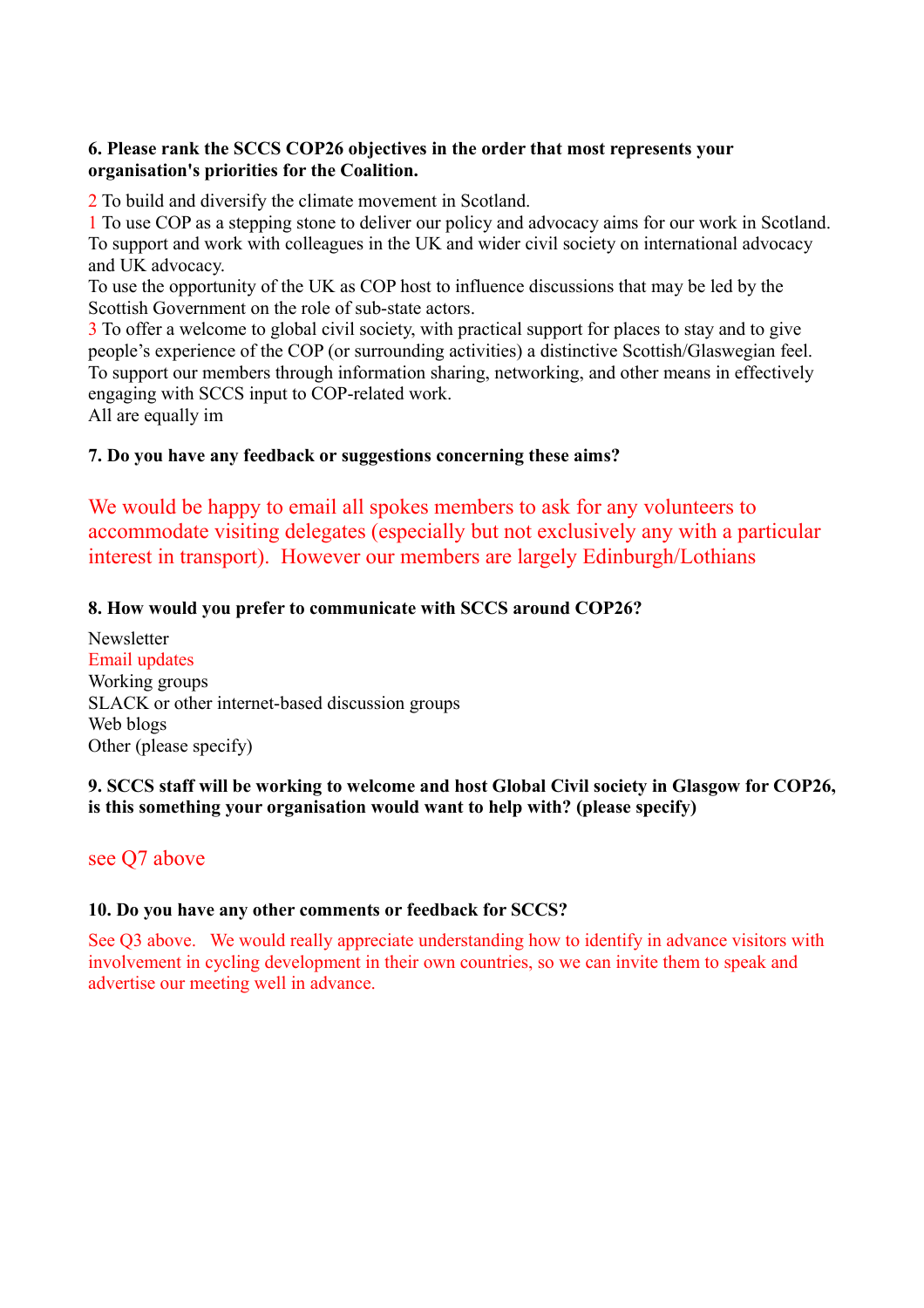**6. Please rank the SCCS COP26 objectives in the order that most represents your organisation's priorities for the Coalition.**

2 To build and diversify the climate movement in Scotland.
1 To use COP as a stepping stone to deliver our policy and advocacy aims for our work in Scotland.
To support and work with colleagues in the UK and wider civil society on international advocacy and UK advocacy.
To use the opportunity of the UK as COP host to influence discussions that may be led by the Scottish Government on the role of sub-state actors.
3 To offer a welcome to global civil society, with practical support for places to stay and to give people's experience of the COP (or surrounding activities) a distinctive Scottish/Glaswegian feel.
To support our members through information sharing, networking, and other means in effectively engaging with SCCS input to COP-related work.
All are equally im

**7. Do you have any feedback or suggestions concerning these aims?**

We would be happy to email all spokes members to ask for any volunteers to accommodate visiting delegates (especially but not exclusively any with a particular interest in transport). However our members are largely Edinburgh/Lothians

**8. How would you prefer to communicate with SCCS around COP26?**

Newsletter
Email updates
Working groups
SLACK or other internet-based discussion groups
Web blogs
Other (please specify)

**9. SCCS staff will be working to welcome and host Global Civil society in Glasgow for COP26, is this something your organisation would want to help with? (please specify)**

see Q7 above

**10. Do you have any other comments or feedback for SCCS?**

See Q3 above. We would really appreciate understanding how to identify in advance visitors with involvement in cycling development in their own countries, so we can invite them to speak and advertise our meeting well in advance.